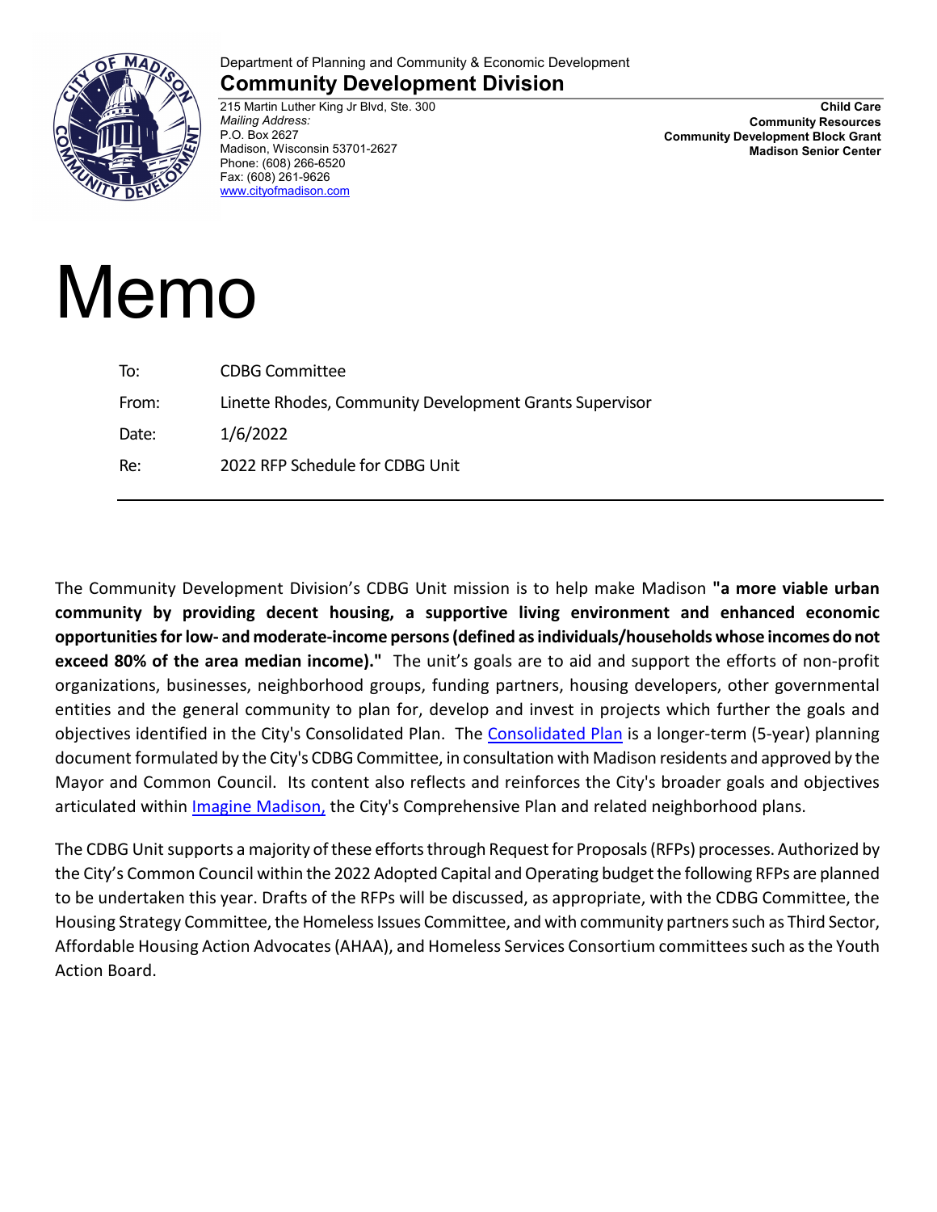Department of Planning and Community & Economic Development

## Community Development Division

215 Martin Luther King Jr Blvd, Ste. 300
*Mailing Address:*
P.O. Box 2627
Madison, Wisconsin 53701-2627
Phone: (608) 266-6520
Fax: (608) 261-9626
[www.cityofmadison.com](http://www.cityofmadison.com)

**Child Care**
**Community Resources**
**Community Development Block Grant**
**Madison Senior Center**

# Memo

| | |
|---|---|
| To: | CDBG Committee |
| From: | Linette Rhodes, Community Development Grants Supervisor |
| Date: | 1/6/2022 |
| Re: | 2022 RFP Schedule for CDBG Unit |

The Community Development Division's CDBG Unit mission is to help make Madison **"a more viable urban community by providing decent housing, a supportive living environment and enhanced economic opportunities for low- and moderate-income persons (defined as individuals/households whose incomes do not exceed 80% of the area median income)."** The unit's goals are to aid and support the efforts of non-profit organizations, businesses, neighborhood groups, funding partners, housing developers, other governmental entities and the general community to plan for, develop and invest in projects which further the goals and objectives identified in the City's Consolidated Plan. The Consolidated Plan is a longer-term (5-year) planning document formulated by the City's CDBG Committee, in consultation with Madison residents and approved by the Mayor and Common Council. Its content also reflects and reinforces the City's broader goals and objectives articulated within Imagine Madison, the City's Comprehensive Plan and related neighborhood plans.

The CDBG Unit supports a majority of these efforts through Request for Proposals (RFPs) processes. Authorized by the City's Common Council within the 2022 Adopted Capital and Operating budget the following RFPs are planned to be undertaken this year. Drafts of the RFPs will be discussed, as appropriate, with the CDBG Committee, the Housing Strategy Committee, the Homeless Issues Committee, and with community partners such as Third Sector, Affordable Housing Action Advocates (AHAA), and Homeless Services Consortium committees such as the Youth Action Board.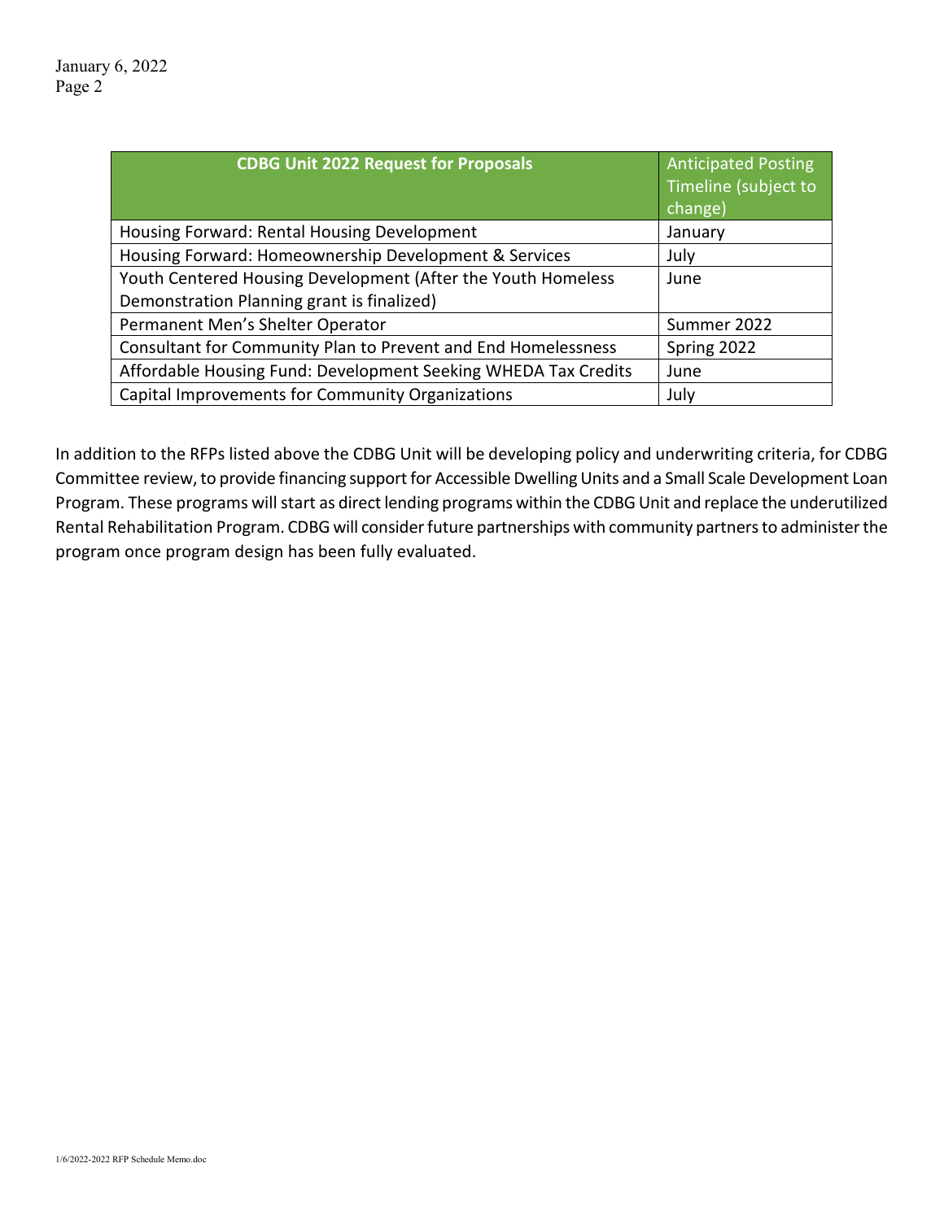| CDBG Unit 2022 Request for Proposals | Anticipated Posting Timeline (subject to change) |
| --- | --- |
| Housing Forward: Rental Housing Development | January |
| Housing Forward: Homeownership Development & Services | July |
| Youth Centered Housing Development (After the Youth Homeless Demonstration Planning grant is finalized) | June |
| Permanent Men's Shelter Operator | Summer 2022 |
| Consultant for Community Plan to Prevent and End Homelessness | Spring 2022 |
| Affordable Housing Fund: Development Seeking WHEDA Tax Credits | June |
| Capital Improvements for Community Organizations | July |

In addition to the RFPs listed above the CDBG Unit will be developing policy and underwriting criteria, for CDBG Committee review, to provide financing support for Accessible Dwelling Units and a Small Scale Development Loan Program. These programs will start as direct lending programs within the CDBG Unit and replace the underutilized Rental Rehabilitation Program. CDBG will consider future partnerships with community partners to administer the program once program design has been fully evaluated.